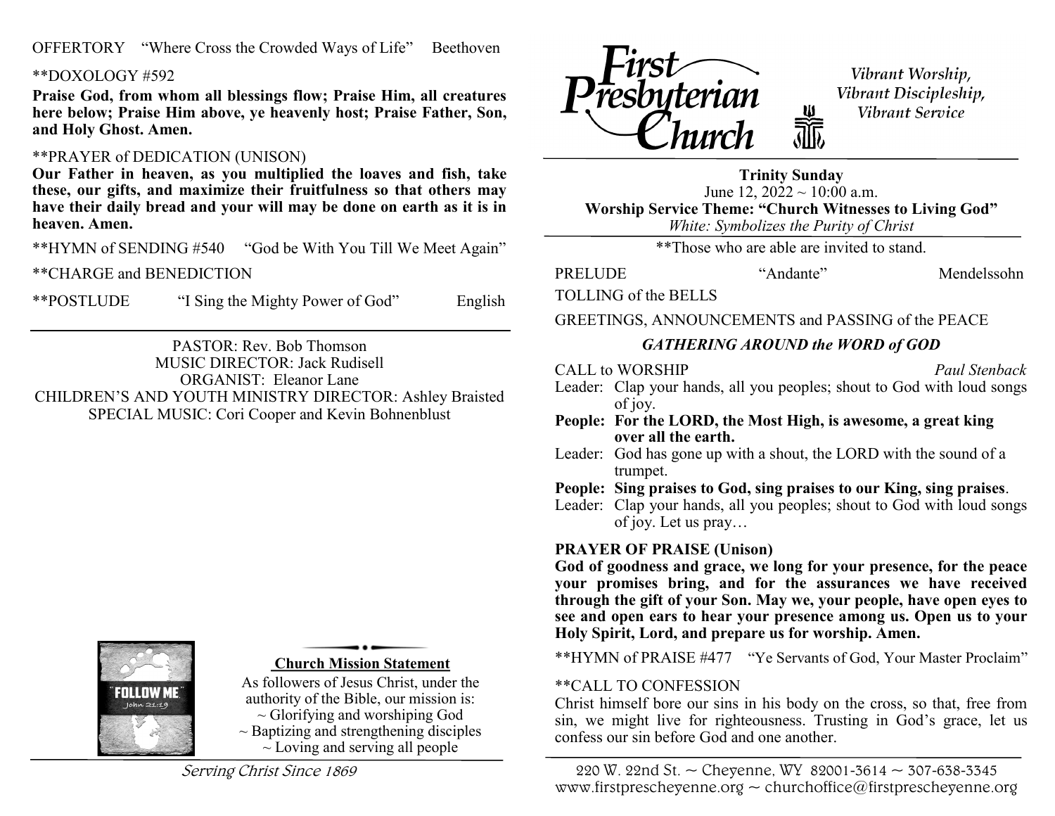OFFERTORY "Where Cross the Crowded Ways of Life" Beethoven

**DOXOLOGY #592

**Praise God, from whom all blessings flow; Praise Him, all creatures here below; Praise Him above, ye heavenly host; Praise Father, Son, and Holy Ghost. Amen.**

**PRAYER of DEDICATION (UNISON)

**Our Father in heaven, as you multiplied the loaves and fish, take these, our gifts, and maximize their fruitfulness so that others may have their daily bread and your will may be done on earth as it is in heaven. Amen.**

**HYMN of SENDING #540 "God be With You Till We Meet Again"

**CHARGE and BENEDICTION

**POSTLUDE "I Sing the Mighty Power of God" English

---

PASTOR: Rev. Bob Thomson
MUSIC DIRECTOR: Jack Rudisell
ORGANIST: Eleanor Lane
CHILDREN'S AND YOUTH MINISTRY DIRECTOR: Ashley Braisted
SPECIAL MUSIC: Cori Cooper and Kevin Bohnenblust

**Church Mission Statement**

As followers of Jesus Christ, under the authority of the Bible, our mission is:
~ Glorifying and worshiping God
~ Baptizing and strengthening disciples
~ Loving and serving all people

*Serving Christ Since 1869*

# First Presbyterian Church

*Vibrant Worship, Vibrant Discipleship, Vibrant Service*

**Trinity Sunday**
June 12, 2022 ~ 10:00 a.m.
**Worship Service Theme: "Church Witnesses to Living God"**
*White: Symbolizes the Purity of Christ*

**Those who are able are invited to stand.

PRELUDE "Andante" Mendelssohn

TOLLING of the BELLS

GREETINGS, ANNOUNCEMENTS and PASSING of the PEACE

### *GATHERING AROUND the WORD of GOD*

CALL to WORSHIP *Paul Stenback*

Leader: Clap your hands, all you peoples; shout to God with loud songs of joy.
**People: For the LORD, the Most High, is awesome, a great king over all the earth.**
Leader: God has gone up with a shout, the LORD with the sound of a trumpet.
**People: Sing praises to God, sing praises to our King, sing praises.**
Leader: Clap your hands, all you peoples; shout to God with loud songs of joy. Let us pray…

**PRAYER OF PRAISE (Unison)**

**God of goodness and grace, we long for your presence, for the peace your promises bring, and for the assurances we have received through the gift of your Son. May we, your people, have open eyes to see and open ears to hear your presence among us. Open us to your Holy Spirit, Lord, and prepare us for worship. Amen.**

**HYMN of PRAISE #477 "Ye Servants of God, Your Master Proclaim"

**CALL TO CONFESSION

Christ himself bore our sins in his body on the cross, so that, free from sin, we might live for righteousness. Trusting in God's grace, let us confess our sin before God and one another.

220 W. 22nd St. ~ Cheyenne, WY 82001-3614 ~ 307-638-3345
www.firstprescheyenne.org ~ churchoffice@firstprescheyenne.org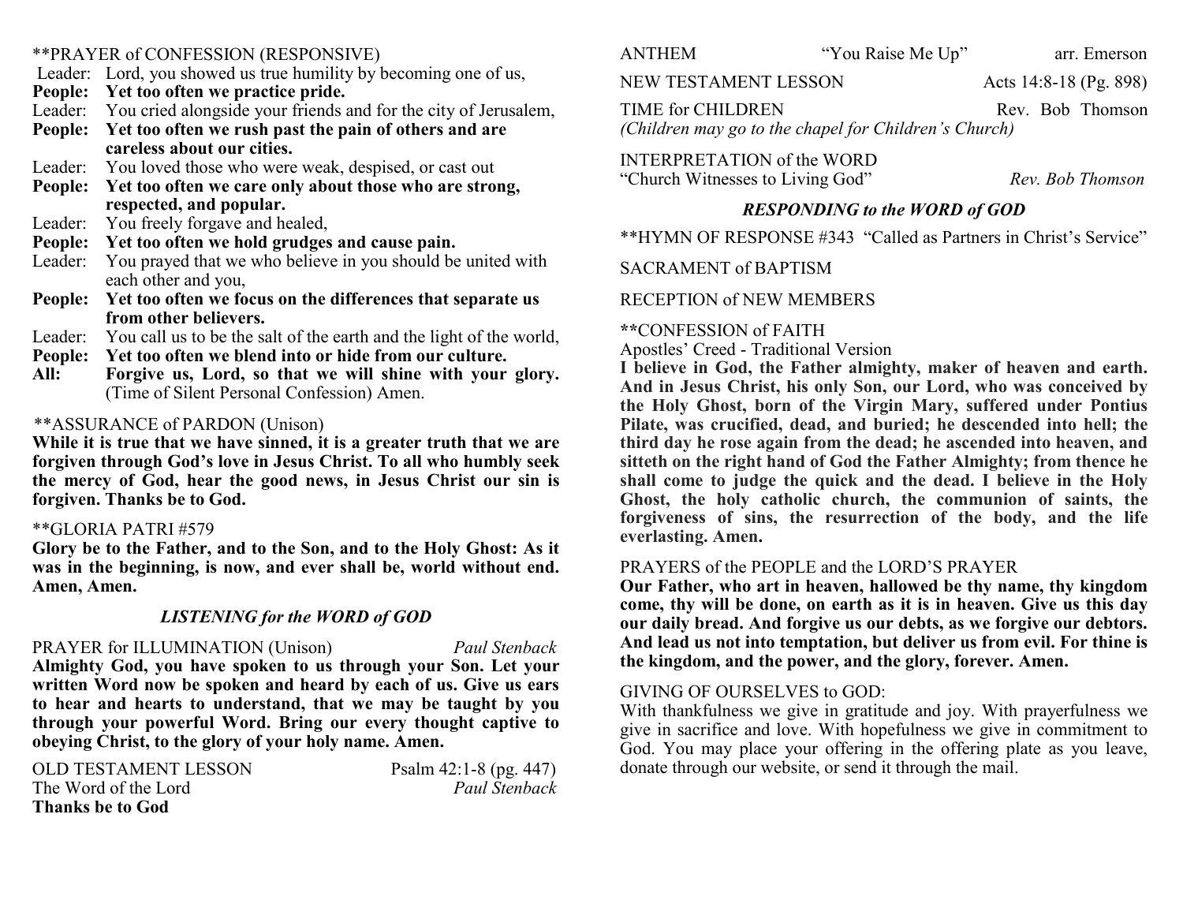**PRAYER of CONFESSION (RESPONSIVE)

Leader: Lord, you showed us true humility by becoming one of us,
**People: Yet too often we practice pride.**
Leader: You cried alongside your friends and for the city of Jerusalem,
**People: Yet too often we rush past the pain of others and are careless about our cities.**
Leader: You loved those who were weak, despised, or cast out
**People: Yet too often we care only about those who are strong, respected, and popular.**
Leader: You freely forgave and healed,
**People: Yet too often we hold grudges and cause pain.**
Leader: You prayed that we who believe in you should be united with each other and you,
**People: Yet too often we focus on the differences that separate us from other believers.**
Leader: You call us to be the salt of the earth and the light of the world,
**People: Yet too often we blend into or hide from our culture.**
**All: Forgive us, Lord, so that we will shine with your glory.** (Time of Silent Personal Confession) Amen.

**ASSURANCE of PARDON (Unison)
**While it is true that we have sinned, it is a greater truth that we are forgiven through God's love in Jesus Christ. To all who humbly seek the mercy of God, hear the good news, in Jesus Christ our sin is forgiven. Thanks be to God.**

**GLORIA PATRI #579
**Glory be to the Father, and to the Son, and to the Holy Ghost: As it was in the beginning, is now, and ever shall be, world without end. Amen, Amen.**

## *LISTENING for the WORD of GOD*

PRAYER for ILLUMINATION (Unison) *Paul Stenback*
**Almighty God, you have spoken to us through your Son. Let your written Word now be spoken and heard by each of us. Give us ears to hear and hearts to understand, that we may be taught by you through your powerful Word. Bring our every thought captive to obeying Christ, to the glory of your holy name. Amen.**

OLD TESTAMENT LESSON Psalm 42:1-8 (pg. 447)
The Word of the Lord *Paul Stenback*
**Thanks be to God**

ANTHEM "You Raise Me Up" arr. Emerson

NEW TESTAMENT LESSON Acts 14:8-18 (Pg. 898)

TIME for CHILDREN Rev. Bob Thomson
*(Children may go to the chapel for Children's Church)*

INTERPRETATION of the WORD
"Church Witnesses to Living God" *Rev. Bob Thomson*

## *RESPONDING to the WORD of GOD*

**HYMN OF RESPONSE #343 "Called as Partners in Christ's Service"

SACRAMENT of BAPTISM

RECEPTION of NEW MEMBERS

**CONFESSION of FAITH
Apostles' Creed - Traditional Version
**I believe in God, the Father almighty, maker of heaven and earth. And in Jesus Christ, his only Son, our Lord, who was conceived by the Holy Ghost, born of the Virgin Mary, suffered under Pontius Pilate, was crucified, dead, and buried; he descended into hell; the third day he rose again from the dead; he ascended into heaven, and sitteth on the right hand of God the Father Almighty; from thence he shall come to judge the quick and the dead. I believe in the Holy Ghost, the holy catholic church, the communion of saints, the forgiveness of sins, the resurrection of the body, and the life everlasting. Amen.**

PRAYERS of the PEOPLE and the LORD'S PRAYER
**Our Father, who art in heaven, hallowed be thy name, thy kingdom come, thy will be done, on earth as it is in heaven. Give us this day our daily bread. And forgive us our debts, as we forgive our debtors. And lead us not into temptation, but deliver us from evil. For thine is the kingdom, and the power, and the glory, forever. Amen.**

GIVING OF OURSELVES to GOD:
With thankfulness we give in gratitude and joy. With prayerfulness we give in sacrifice and love. With hopefulness we give in commitment to God. You may place your offering in the offering plate as you leave, donate through our website, or send it through the mail.